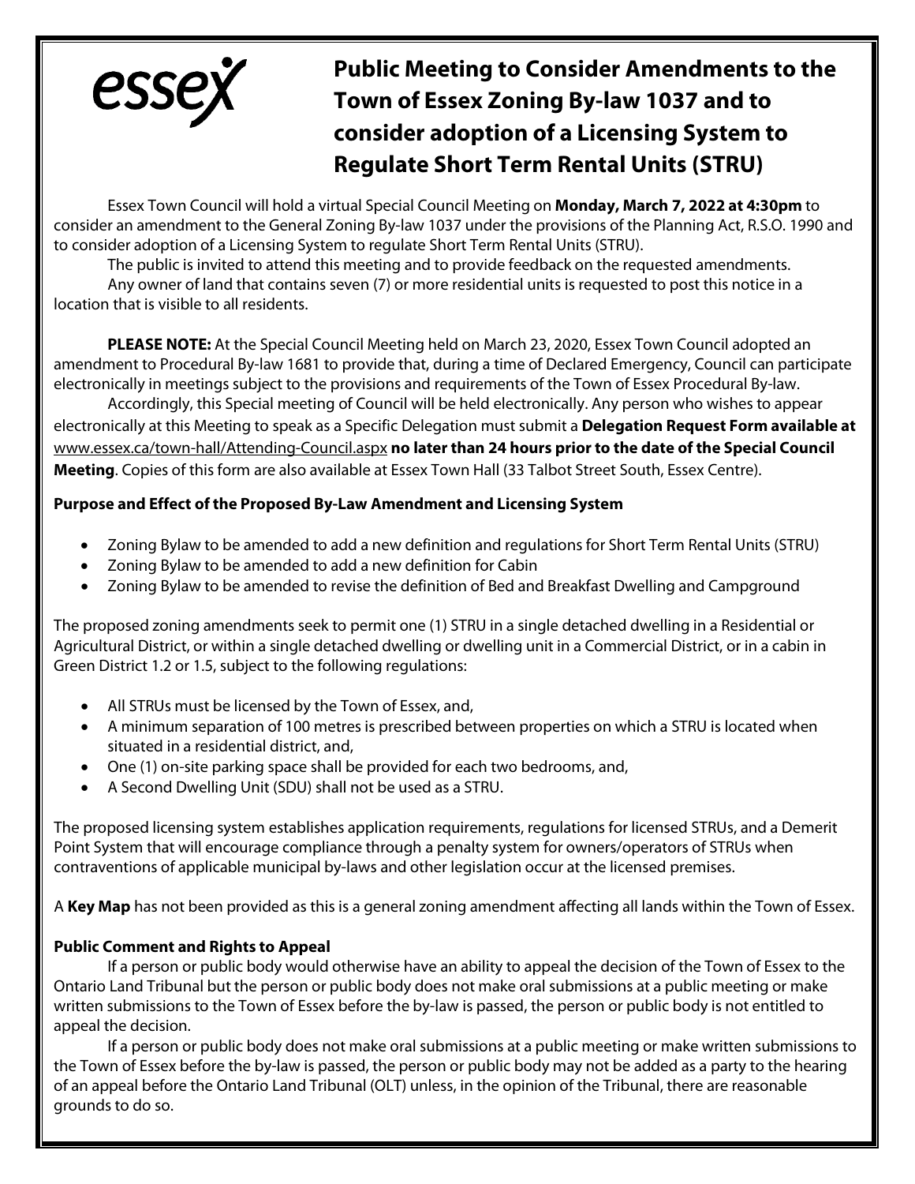essex

# Public Meeting to Consider Amendments to the Town of Essex Zoning By-law 1037 and to consider adoption of a Licensing System to Regulate Short Term Rental Units (STRU)

Essex Town Council will hold a virtual Special Council Meeting on **Monday, March 7, 2022 at 4:30pm** to consider an amendment to the General Zoning By-law 1037 under the provisions of the Planning Act, R.S.O. 1990 and to consider adoption of a Licensing System to regulate Short Term Rental Units (STRU).

The public is invited to attend this meeting and to provide feedback on the requested amendments.

Any owner of land that contains seven (7) or more residential units is requested to post this notice in a location that is visible to all residents.

**PLEASE NOTE:** At the Special Council Meeting held on March 23, 2020, Essex Town Council adopted an amendment to Procedural By-law 1681 to provide that, during a time of Declared Emergency, Council can participate electronically in meetings subject to the provisions and requirements of the Town of Essex Procedural By-law.

Accordingly, this Special meeting of Council will be held electronically. Any person who wishes to appear electronically at this Meeting to speak as a Specific Delegation must submit a **Delegation Request Form available at** www.essex.ca/town-hall/Attending-Council.aspx **no later than 24 hours prior to the date of the Special Council Meeting**. Copies of this form are also available at Essex Town Hall (33 Talbot Street South, Essex Centre).

### Purpose and Effect of the Proposed By-Law Amendment and Licensing System

- Zoning Bylaw to be amended to add a new definition and regulations for Short Term Rental Units (STRU)
- Zoning Bylaw to be amended to add a new definition for Cabin
- Zoning Bylaw to be amended to revise the definition of Bed and Breakfast Dwelling and Campground

The proposed zoning amendments seek to permit one (1) STRU in a single detached dwelling in a Residential or Agricultural District, or within a single detached dwelling or dwelling unit in a Commercial District, or in a cabin in Green District 1.2 or 1.5, subject to the following regulations:

- All STRUs must be licensed by the Town of Essex, and,
- A minimum separation of 100 metres is prescribed between properties on which a STRU is located when situated in a residential district, and,
- One (1) on-site parking space shall be provided for each two bedrooms, and,
- A Second Dwelling Unit (SDU) shall not be used as a STRU.

The proposed licensing system establishes application requirements, regulations for licensed STRUs, and a Demerit Point System that will encourage compliance through a penalty system for owners/operators of STRUs when contraventions of applicable municipal by-laws and other legislation occur at the licensed premises.

A **Key Map** has not been provided as this is a general zoning amendment affecting all lands within the Town of Essex.

### Public Comment and Rights to Appeal

If a person or public body would otherwise have an ability to appeal the decision of the Town of Essex to the Ontario Land Tribunal but the person or public body does not make oral submissions at a public meeting or make written submissions to the Town of Essex before the by-law is passed, the person or public body is not entitled to appeal the decision.

If a person or public body does not make oral submissions at a public meeting or make written submissions to the Town of Essex before the by-law is passed, the person or public body may not be added as a party to the hearing of an appeal before the Ontario Land Tribunal (OLT) unless, in the opinion of the Tribunal, there are reasonable grounds to do so.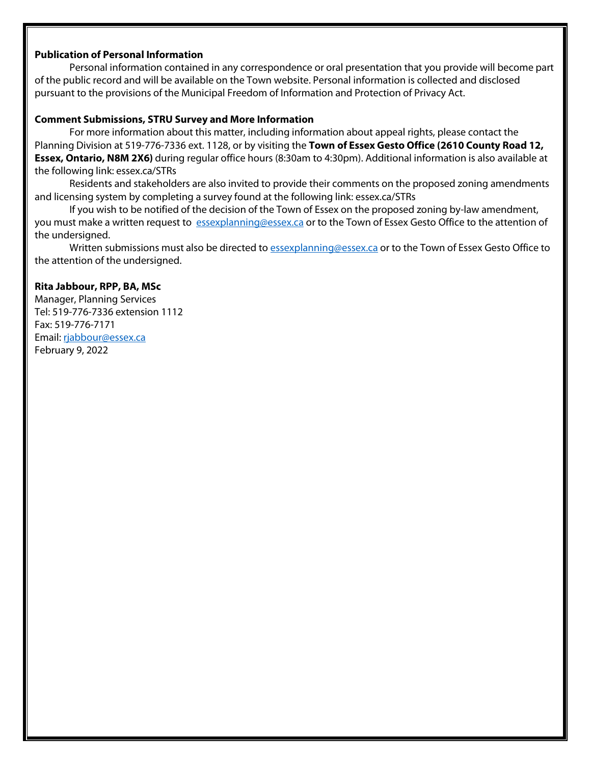**Publication of Personal Information**

Personal information contained in any correspondence or oral presentation that you provide will become part of the public record and will be available on the Town website. Personal information is collected and disclosed pursuant to the provisions of the Municipal Freedom of Information and Protection of Privacy Act.

**Comment Submissions, STRU Survey and More Information**

For more information about this matter, including information about appeal rights, please contact the Planning Division at 519-776-7336 ext. 1128, or by visiting the **Town of Essex Gesto Office (2610 County Road 12, Essex, Ontario, N8M 2X6)** during regular office hours (8:30am to 4:30pm). Additional information is also available at the following link: essex.ca/STRs

Residents and stakeholders are also invited to provide their comments on the proposed zoning amendments and licensing system by completing a survey found at the following link: essex.ca/STRs

If you wish to be notified of the decision of the Town of Essex on the proposed zoning by-law amendment, you must make a written request to essexplanning@essex.ca or to the Town of Essex Gesto Office to the attention of the undersigned.

Written submissions must also be directed to essexplanning@essex.ca or to the Town of Essex Gesto Office to the attention of the undersigned.

**Rita Jabbour, RPP, BA, MSc**
Manager, Planning Services
Tel: 519-776-7336 extension 1112
Fax: 519-776-7171
Email: rjabbour@essex.ca
February 9, 2022